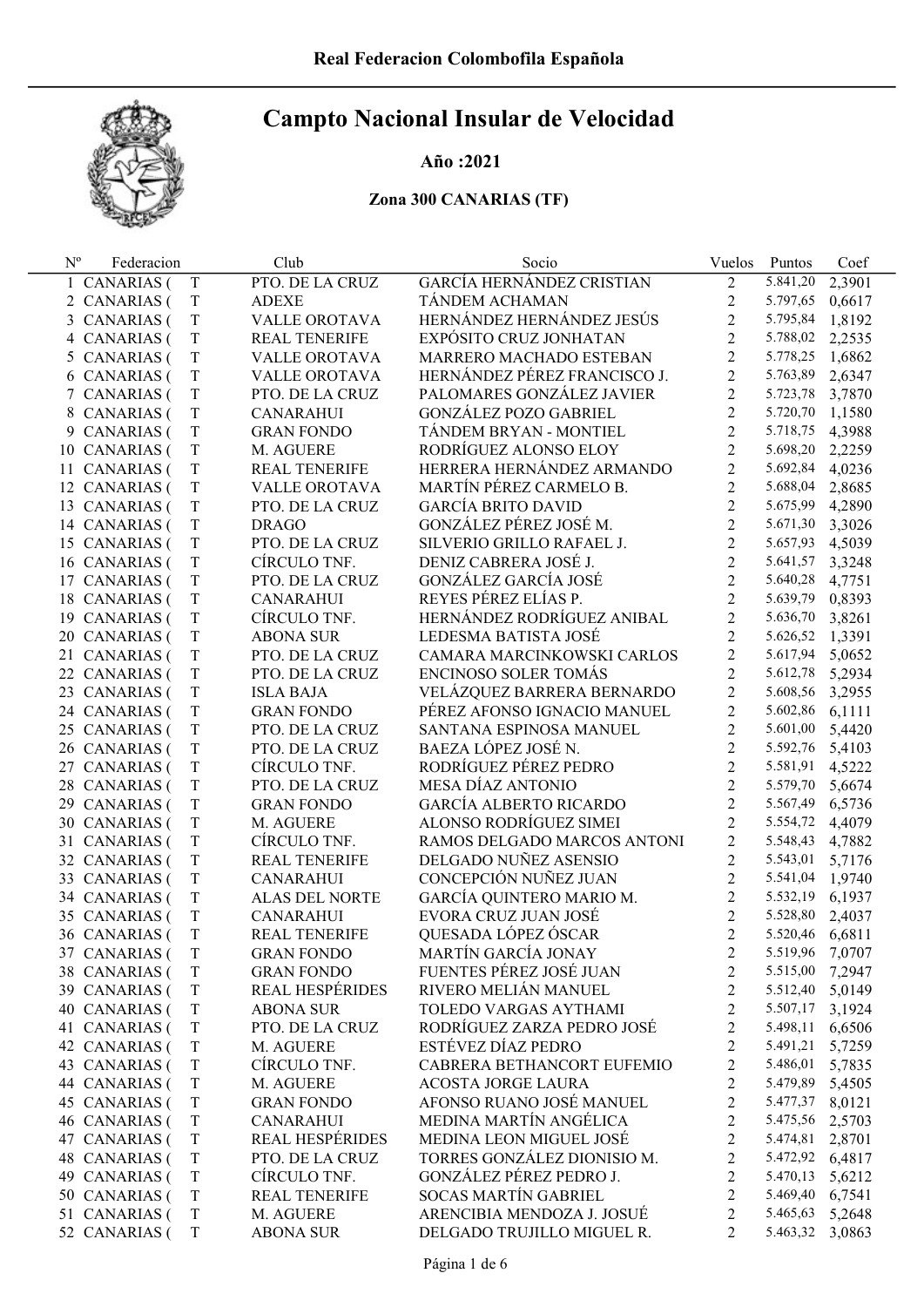Real Federacion Colombofila Española

# Campto Nacional Insular de Velocidad

**Año :2021**

**Zona 300 CANARIAS (TF)**

| Nº | Federacion | | Club | Socio | Vuelos | Puntos | Coef |
|---|---|---|---|---|---|---|---|
| 1 | CANARIAS ( | T | PTO. DE LA CRUZ | GARCÍA HERNÁNDEZ CRISTIAN | 2 | 5.841,20 | 2,3901 |
| 2 | CANARIAS ( | T | ADEXE | TÁNDEM ACHAMAN | 2 | 5.797,65 | 0,6617 |
| 3 | CANARIAS ( | T | VALLE OROTAVA | HERNÁNDEZ HERNÁNDEZ JESÚS | 2 | 5.795,84 | 1,8192 |
| 4 | CANARIAS ( | T | REAL TENERIFE | EXPÓSITO CRUZ JONHATAN | 2 | 5.788,02 | 2,2535 |
| 5 | CANARIAS ( | T | VALLE OROTAVA | MARRERO MACHADO ESTEBAN | 2 | 5.778,25 | 1,6862 |
| 6 | CANARIAS ( | T | VALLE OROTAVA | HERNÁNDEZ PÉREZ FRANCISCO J. | 2 | 5.763,89 | 2,6347 |
| 7 | CANARIAS ( | T | PTO. DE LA CRUZ | PALOMARES GONZÁLEZ JAVIER | 2 | 5.723,78 | 3,7870 |
| 8 | CANARIAS ( | T | CANARAHUI | GONZÁLEZ POZO GABRIEL | 2 | 5.720,70 | 1,1580 |
| 9 | CANARIAS ( | T | GRAN FONDO | TÁNDEM BRYAN - MONTIEL | 2 | 5.718,75 | 4,3988 |
| 10 | CANARIAS ( | T | M. AGUERE | RODRÍGUEZ ALONSO ELOY | 2 | 5.698,20 | 2,2259 |
| 11 | CANARIAS ( | T | REAL TENERIFE | HERRERA HERNÁNDEZ ARMANDO | 2 | 5.692,84 | 4,0236 |
| 12 | CANARIAS ( | T | VALLE OROTAVA | MARTÍN PÉREZ CARMELO B. | 2 | 5.688,04 | 2,8685 |
| 13 | CANARIAS ( | T | PTO. DE LA CRUZ | GARCÍA BRITO DAVID | 2 | 5.675,99 | 4,2890 |
| 14 | CANARIAS ( | T | DRAGO | GONZÁLEZ PÉREZ JOSÉ M. | 2 | 5.671,30 | 3,3026 |
| 15 | CANARIAS ( | T | PTO. DE LA CRUZ | SILVERIO GRILLO RAFAEL J. | 2 | 5.657,93 | 4,5039 |
| 16 | CANARIAS ( | T | CÍRCULO TNF. | DENIZ CABRERA JOSÉ J. | 2 | 5.641,57 | 3,3248 |
| 17 | CANARIAS ( | T | PTO. DE LA CRUZ | GONZÁLEZ GARCÍA JOSÉ | 2 | 5.640,28 | 4,7751 |
| 18 | CANARIAS ( | T | CANARAHUI | REYES PÉREZ ELÍAS P. | 2 | 5.639,79 | 0,8393 |
| 19 | CANARIAS ( | T | CÍRCULO TNF. | HERNÁNDEZ RODRÍGUEZ ANIBAL | 2 | 5.636,70 | 3,8261 |
| 20 | CANARIAS ( | T | ABONA SUR | LEDESMA BATISTA JOSÉ | 2 | 5.626,52 | 1,3391 |
| 21 | CANARIAS ( | T | PTO. DE LA CRUZ | CAMARA MARCINKOWSKI CARLOS | 2 | 5.617,94 | 5,0652 |
| 22 | CANARIAS ( | T | PTO. DE LA CRUZ | ENCINOSO SOLER TOMÁS | 2 | 5.612,78 | 5,2934 |
| 23 | CANARIAS ( | T | ISLA BAJA | VELÁZQUEZ BARRERA BERNARDO | 2 | 5.608,56 | 3,2955 |
| 24 | CANARIAS ( | T | GRAN FONDO | PÉREZ AFONSO IGNACIO MANUEL | 2 | 5.602,86 | 6,1111 |
| 25 | CANARIAS ( | T | PTO. DE LA CRUZ | SANTANA ESPINOSA MANUEL | 2 | 5.601,00 | 5,4420 |
| 26 | CANARIAS ( | T | PTO. DE LA CRUZ | BAEZA LÓPEZ JOSÉ N. | 2 | 5.592,76 | 5,4103 |
| 27 | CANARIAS ( | T | CÍRCULO TNF. | RODRÍGUEZ PÉREZ PEDRO | 2 | 5.581,91 | 4,5222 |
| 28 | CANARIAS ( | T | PTO. DE LA CRUZ | MESA DÍAZ ANTONIO | 2 | 5.579,70 | 5,6674 |
| 29 | CANARIAS ( | T | GRAN FONDO | GARCÍA ALBERTO RICARDO | 2 | 5.567,49 | 6,5736 |
| 30 | CANARIAS ( | T | M. AGUERE | ALONSO RODRÍGUEZ SIMEI | 2 | 5.554,72 | 4,4079 |
| 31 | CANARIAS ( | T | CÍRCULO TNF. | RAMOS DELGADO MARCOS ANTONI | 2 | 5.548,43 | 4,7882 |
| 32 | CANARIAS ( | T | REAL TENERIFE | DELGADO NUÑEZ ASENSIO | 2 | 5.543,01 | 5,7176 |
| 33 | CANARIAS ( | T | CANARAHUI | CONCEPCIÓN NUÑEZ JUAN | 2 | 5.541,04 | 1,9740 |
| 34 | CANARIAS ( | T | ALAS DEL NORTE | GARCÍA QUINTERO MARIO M. | 2 | 5.532,19 | 6,1937 |
| 35 | CANARIAS ( | T | CANARAHUI | EVORA CRUZ JUAN JOSÉ | 2 | 5.528,80 | 2,4037 |
| 36 | CANARIAS ( | T | REAL TENERIFE | QUESADA LÓPEZ ÓSCAR | 2 | 5.520,46 | 6,6811 |
| 37 | CANARIAS ( | T | GRAN FONDO | MARTÍN GARCÍA JONAY | 2 | 5.519,96 | 7,0707 |
| 38 | CANARIAS ( | T | GRAN FONDO | FUENTES PÉREZ JOSÉ JUAN | 2 | 5.515,00 | 7,2947 |
| 39 | CANARIAS ( | T | REAL HESPÉRIDES | RIVERO MELIÁN MANUEL | 2 | 5.512,40 | 5,0149 |
| 40 | CANARIAS ( | T | ABONA SUR | TOLEDO VARGAS AYTHAMI | 2 | 5.507,17 | 3,1924 |
| 41 | CANARIAS ( | T | PTO. DE LA CRUZ | RODRÍGUEZ ZARZA PEDRO JOSÉ | 2 | 5.498,11 | 6,6506 |
| 42 | CANARIAS ( | T | M. AGUERE | ESTÉVEZ DÍAZ PEDRO | 2 | 5.491,21 | 5,7259 |
| 43 | CANARIAS ( | T | CÍRCULO TNF. | CABRERA BETHANCORT EUFEMIO | 2 | 5.486,01 | 5,7835 |
| 44 | CANARIAS ( | T | M. AGUERE | ACOSTA JORGE LAURA | 2 | 5.479,89 | 5,4505 |
| 45 | CANARIAS ( | T | GRAN FONDO | AFONSO RUANO JOSÉ MANUEL | 2 | 5.477,37 | 8,0121 |
| 46 | CANARIAS ( | T | CANARAHUI | MEDINA MARTÍN ANGÉLICA | 2 | 5.475,56 | 2,5703 |
| 47 | CANARIAS ( | T | REAL HESPÉRIDES | MEDINA LEON MIGUEL JOSÉ | 2 | 5.474,81 | 2,8701 |
| 48 | CANARIAS ( | T | PTO. DE LA CRUZ | TORRES GONZÁLEZ DIONISIO M. | 2 | 5.472,92 | 6,4817 |
| 49 | CANARIAS ( | T | CÍRCULO TNF. | GONZÁLEZ PÉREZ PEDRO J. | 2 | 5.470,13 | 5,6212 |
| 50 | CANARIAS ( | T | REAL TENERIFE | SOCAS MARTÍN GABRIEL | 2 | 5.469,40 | 6,7541 |
| 51 | CANARIAS ( | T | M. AGUERE | ARENCIBIA MENDOZA J. JOSUÉ | 2 | 5.465,63 | 5,2648 |
| 52 | CANARIAS ( | T | ABONA SUR | DELGADO TRUJILLO MIGUEL R. | 2 | 5.463,32 | 3,0863 |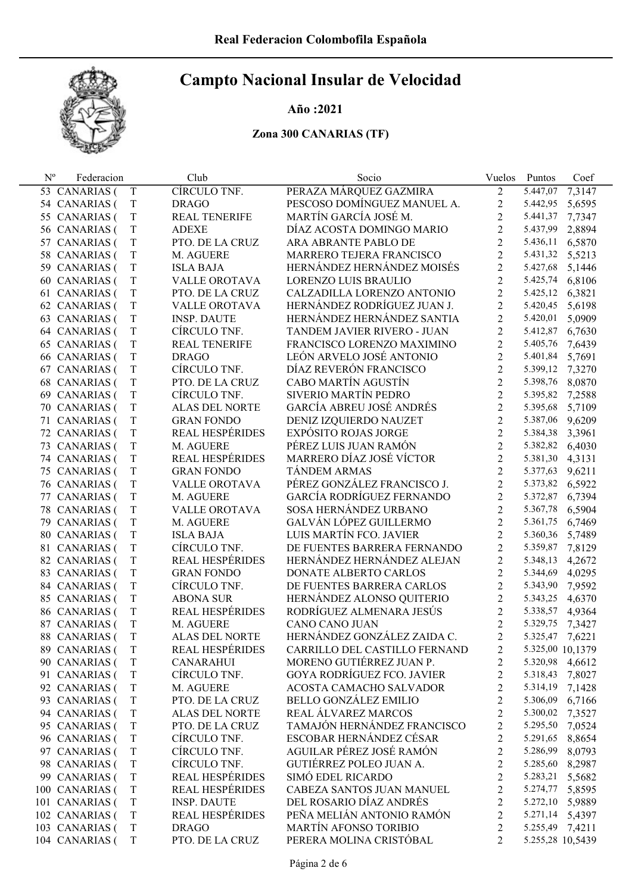# Real Federacion Colombofila Española

## Campto Nacional Insular de Velocidad

### Año :2021

### Zona 300 CANARIAS (TF)

| Nº | Federacion | | Club | Socio | Vuelos | Puntos | Coef |
|---|---|---|---|---|---|---|---|
| 53 | CANARIAS ( | T | CÍRCULO TNF. | PERAZA MÁRQUEZ GAZMIRA | 2 | 5.447,07 | 7,3147 |
| 54 | CANARIAS ( | T | DRAGO | PESCOSO DOMÍNGUEZ MANUEL A. | 2 | 5.442,95 | 5,6595 |
| 55 | CANARIAS ( | T | REAL TENERIFE | MARTÍN GARCÍA JOSÉ M. | 2 | 5.441,37 | 7,7347 |
| 56 | CANARIAS ( | T | ADEXE | DÍAZ ACOSTA DOMINGO MARIO | 2 | 5.437,99 | 2,8894 |
| 57 | CANARIAS ( | T | PTO. DE LA CRUZ | ARA ABRANTE PABLO DE | 2 | 5.436,11 | 6,5870 |
| 58 | CANARIAS ( | T | M. AGUERE | MARRERO TEJERA FRANCISCO | 2 | 5.431,32 | 5,5213 |
| 59 | CANARIAS ( | T | ISLA BAJA | HERNÁNDEZ HERNÁNDEZ MOISÉS | 2 | 5.427,68 | 5,1446 |
| 60 | CANARIAS ( | T | VALLE OROTAVA | LORENZO LUIS BRAULIO | 2 | 5.425,74 | 6,8106 |
| 61 | CANARIAS ( | T | PTO. DE LA CRUZ | CALZADILLA LORENZO ANTONIO | 2 | 5.425,12 | 6,3821 |
| 62 | CANARIAS ( | T | VALLE OROTAVA | HERNÁNDEZ RODRÍGUEZ JUAN J. | 2 | 5.420,45 | 5,6198 |
| 63 | CANARIAS ( | T | INSP. DAUTE | HERNÁNDEZ HERNÁNDEZ SANTIA | 2 | 5.420,01 | 5,0909 |
| 64 | CANARIAS ( | T | CÍRCULO TNF. | TANDEM JAVIER RIVERO - JUAN | 2 | 5.412,87 | 6,7630 |
| 65 | CANARIAS ( | T | REAL TENERIFE | FRANCISCO LORENZO MAXIMINO | 2 | 5.405,76 | 7,6439 |
| 66 | CANARIAS ( | T | DRAGO | LEÓN ARVELO JOSÉ ANTONIO | 2 | 5.401,84 | 5,7691 |
| 67 | CANARIAS ( | T | CÍRCULO TNF. | DÍAZ REVERÓN FRANCISCO | 2 | 5.399,12 | 7,3270 |
| 68 | CANARIAS ( | T | PTO. DE LA CRUZ | CABO MARTÍN AGUSTÍN | 2 | 5.398,76 | 8,0870 |
| 69 | CANARIAS ( | T | CÍRCULO TNF. | SIVERIO MARTÍN PEDRO | 2 | 5.395,82 | 7,2588 |
| 70 | CANARIAS ( | T | ALAS DEL NORTE | GARCÍA ABREU JOSÉ ANDRÉS | 2 | 5.395,68 | 5,7109 |
| 71 | CANARIAS ( | T | GRAN FONDO | DENIZ IZQUIERDO NAUZET | 2 | 5.387,06 | 9,6209 |
| 72 | CANARIAS ( | T | REAL HESPÉRIDES | EXPÓSITO ROJAS JORGE | 2 | 5.384,38 | 3,3961 |
| 73 | CANARIAS ( | T | M. AGUERE | PÉREZ LUIS JUAN RAMÓN | 2 | 5.382,82 | 6,4030 |
| 74 | CANARIAS ( | T | REAL HESPÉRIDES | MARRERO DÍAZ JOSÉ VÍCTOR | 2 | 5.381,30 | 4,3131 |
| 75 | CANARIAS ( | T | GRAN FONDO | TÁNDEM ARMAS | 2 | 5.377,63 | 9,6211 |
| 76 | CANARIAS ( | T | VALLE OROTAVA | PÉREZ GONZÁLEZ FRANCISCO J. | 2 | 5.373,82 | 6,5922 |
| 77 | CANARIAS ( | T | M. AGUERE | GARCÍA RODRÍGUEZ FERNANDO | 2 | 5.372,87 | 6,7394 |
| 78 | CANARIAS ( | T | VALLE OROTAVA | SOSA HERNÁNDEZ URBANO | 2 | 5.367,78 | 6,5904 |
| 79 | CANARIAS ( | T | M. AGUERE | GALVÁN LÓPEZ GUILLERMO | 2 | 5.361,75 | 6,7469 |
| 80 | CANARIAS ( | T | ISLA BAJA | LUIS MARTÍN FCO. JAVIER | 2 | 5.360,36 | 5,7489 |
| 81 | CANARIAS ( | T | CÍRCULO TNF. | DE FUENTES BARRERA FERNANDO | 2 | 5.359,87 | 7,8129 |
| 82 | CANARIAS ( | T | REAL HESPÉRIDES | HERNÁNDEZ HERNÁNDEZ ALEJAN | 2 | 5.348,13 | 4,2672 |
| 83 | CANARIAS ( | T | GRAN FONDO | DONATE ALBERTO CARLOS | 2 | 5.344,69 | 4,0295 |
| 84 | CANARIAS ( | T | CÍRCULO TNF. | DE FUENTES BARRERA CARLOS | 2 | 5.343,90 | 7,9592 |
| 85 | CANARIAS ( | T | ABONA SUR | HERNÁNDEZ ALONSO QUITERIO | 2 | 5.343,25 | 4,6370 |
| 86 | CANARIAS ( | T | REAL HESPÉRIDES | RODRÍGUEZ ALMENARA JESÚS | 2 | 5.338,57 | 4,9364 |
| 87 | CANARIAS ( | T | M. AGUERE | CANO CANO JUAN | 2 | 5.329,75 | 7,3427 |
| 88 | CANARIAS ( | T | ALAS DEL NORTE | HERNÁNDEZ GONZÁLEZ ZAIDA C. | 2 | 5.325,47 | 7,6221 |
| 89 | CANARIAS ( | T | REAL HESPÉRIDES | CARRILLO DEL CASTILLO FERNAND | 2 | 5.325,00 | 10,1379 |
| 90 | CANARIAS ( | T | CANARAHUI | MORENO GUTIÉRREZ JUAN P. | 2 | 5.320,98 | 4,6612 |
| 91 | CANARIAS ( | T | CÍRCULO TNF. | GOYA RODRÍGUEZ FCO. JAVIER | 2 | 5.318,43 | 7,8027 |
| 92 | CANARIAS ( | T | M. AGUERE | ACOSTA CAMACHO SALVADOR | 2 | 5.314,19 | 7,1428 |
| 93 | CANARIAS ( | T | PTO. DE LA CRUZ | BELLO GONZÁLEZ EMILIO | 2 | 5.306,09 | 6,7166 |
| 94 | CANARIAS ( | T | ALAS DEL NORTE | REAL ÁLVAREZ MARCOS | 2 | 5.300,02 | 7,3527 |
| 95 | CANARIAS ( | T | PTO. DE LA CRUZ | TAMAJÓN HERNÁNDEZ FRANCISCO | 2 | 5.295,50 | 7,0524 |
| 96 | CANARIAS ( | T | CÍRCULO TNF. | ESCOBAR HERNÁNDEZ CÉSAR | 2 | 5.291,65 | 8,8654 |
| 97 | CANARIAS ( | T | CÍRCULO TNF. | AGUILAR PÉREZ JOSÉ RAMÓN | 2 | 5.286,99 | 8,0793 |
| 98 | CANARIAS ( | T | CÍRCULO TNF. | GUTIÉRREZ POLEO JUAN A. | 2 | 5.285,60 | 8,2987 |
| 99 | CANARIAS ( | T | REAL HESPÉRIDES | SIMÓ EDEL RICARDO | 2 | 5.283,21 | 5,5682 |
| 100 | CANARIAS ( | T | REAL HESPÉRIDES | CABEZA SANTOS JUAN MANUEL | 2 | 5.274,77 | 5,8595 |
| 101 | CANARIAS ( | T | INSP. DAUTE | DEL ROSARIO DÍAZ ANDRÉS | 2 | 5.272,10 | 5,9889 |
| 102 | CANARIAS ( | T | REAL HESPÉRIDES | PEÑA MELIÁN ANTONIO RAMÓN | 2 | 5.271,14 | 5,4397 |
| 103 | CANARIAS ( | T | DRAGO | MARTÍN AFONSO TORIBIO | 2 | 5.255,49 | 7,4211 |
| 104 | CANARIAS ( | T | PTO. DE LA CRUZ | PERERA MOLINA CRISTÓBAL | 2 | 5.255,28 | 10,5439 |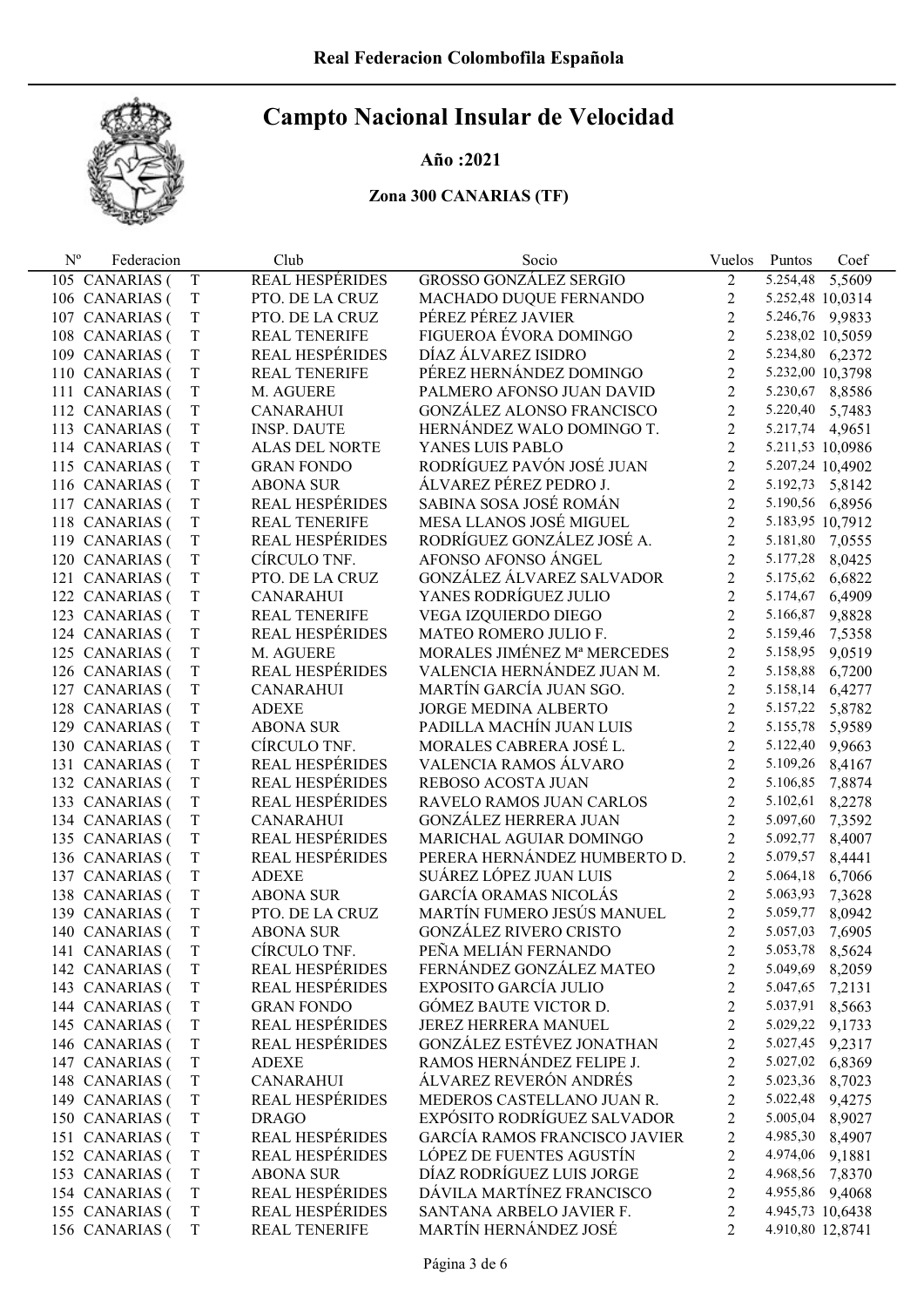# Campto Nacional Insular de Velocidad

**Año :2021**

**Zona 300 CANARIAS (TF)**

| Nº | Federacion | | Club | Socio | Vuelos | Puntos | Coef |
|---|---|---|---|---|---|---|---|
| 105 | CANARIAS ( | T | REAL HESPÉRIDES | GROSSO GONZÁLEZ SERGIO | 2 | 5.254,48 | 5,5609 |
| 106 | CANARIAS ( | T | PTO. DE LA CRUZ | MACHADO DUQUE FERNANDO | 2 | 5.252,48 | 10,0314 |
| 107 | CANARIAS ( | T | PTO. DE LA CRUZ | PÉREZ PÉREZ JAVIER | 2 | 5.246,76 | 9,9833 |
| 108 | CANARIAS ( | T | REAL TENERIFE | FIGUEROA ÉVORA DOMINGO | 2 | 5.238,02 | 10,5059 |
| 109 | CANARIAS ( | T | REAL HESPÉRIDES | DÍAZ ÁLVAREZ ISIDRO | 2 | 5.234,80 | 6,2372 |
| 110 | CANARIAS ( | T | REAL TENERIFE | PÉREZ HERNÁNDEZ DOMINGO | 2 | 5.232,00 | 10,3798 |
| 111 | CANARIAS ( | T | M. AGUERE | PALMERO AFONSO JUAN DAVID | 2 | 5.230,67 | 8,8586 |
| 112 | CANARIAS ( | T | CANARAHUI | GONZÁLEZ ALONSO FRANCISCO | 2 | 5.220,40 | 5,7483 |
| 113 | CANARIAS ( | T | INSP. DAUTE | HERNÁNDEZ WALO DOMINGO T. | 2 | 5.217,74 | 4,9651 |
| 114 | CANARIAS ( | T | ALAS DEL NORTE | YANES LUIS PABLO | 2 | 5.211,53 | 10,0986 |
| 115 | CANARIAS ( | T | GRAN FONDO | RODRÍGUEZ PAVÓN JOSÉ JUAN | 2 | 5.207,24 | 10,4902 |
| 116 | CANARIAS ( | T | ABONA SUR | ÁLVAREZ PÉREZ PEDRO J. | 2 | 5.192,73 | 5,8142 |
| 117 | CANARIAS ( | T | REAL HESPÉRIDES | SABINA SOSA JOSÉ ROMÁN | 2 | 5.190,56 | 6,8956 |
| 118 | CANARIAS ( | T | REAL TENERIFE | MESA LLANOS JOSÉ MIGUEL | 2 | 5.183,95 | 10,7912 |
| 119 | CANARIAS ( | T | REAL HESPÉRIDES | RODRÍGUEZ GONZÁLEZ JOSÉ A. | 2 | 5.181,80 | 7,0555 |
| 120 | CANARIAS ( | T | CÍRCULO TNF. | AFONSO AFONSO ÁNGEL | 2 | 5.177,28 | 8,0425 |
| 121 | CANARIAS ( | T | PTO. DE LA CRUZ | GONZÁLEZ ÁLVAREZ SALVADOR | 2 | 5.175,62 | 6,6822 |
| 122 | CANARIAS ( | T | CANARAHUI | YANES RODRÍGUEZ JULIO | 2 | 5.174,67 | 6,4909 |
| 123 | CANARIAS ( | T | REAL TENERIFE | VEGA IZQUIERDO DIEGO | 2 | 5.166,87 | 9,8828 |
| 124 | CANARIAS ( | T | REAL HESPÉRIDES | MATEO ROMERO JULIO F. | 2 | 5.159,46 | 7,5358 |
| 125 | CANARIAS ( | T | M. AGUERE | MORALES JIMÉNEZ Mª MERCEDES | 2 | 5.158,95 | 9,0519 |
| 126 | CANARIAS ( | T | REAL HESPÉRIDES | VALENCIA HERNÁNDEZ JUAN M. | 2 | 5.158,88 | 6,7200 |
| 127 | CANARIAS ( | T | CANARAHUI | MARTÍN GARCÍA JUAN SGO. | 2 | 5.158,14 | 6,4277 |
| 128 | CANARIAS ( | T | ADEXE | JORGE MEDINA ALBERTO | 2 | 5.157,22 | 5,8782 |
| 129 | CANARIAS ( | T | ABONA SUR | PADILLA MACHÍN JUAN LUIS | 2 | 5.155,78 | 5,9589 |
| 130 | CANARIAS ( | T | CÍRCULO TNF. | MORALES CABRERA JOSÉ L. | 2 | 5.122,40 | 9,9663 |
| 131 | CANARIAS ( | T | REAL HESPÉRIDES | VALENCIA RAMOS ÁLVARO | 2 | 5.109,26 | 8,4167 |
| 132 | CANARIAS ( | T | REAL HESPÉRIDES | REBOSO ACOSTA JUAN | 2 | 5.106,85 | 7,8874 |
| 133 | CANARIAS ( | T | REAL HESPÉRIDES | RAVELO RAMOS JUAN CARLOS | 2 | 5.102,61 | 8,2278 |
| 134 | CANARIAS ( | T | CANARAHUI | GONZÁLEZ HERRERA JUAN | 2 | 5.097,60 | 7,3592 |
| 135 | CANARIAS ( | T | REAL HESPÉRIDES | MARICHAL AGUIAR DOMINGO | 2 | 5.092,77 | 8,4007 |
| 136 | CANARIAS ( | T | REAL HESPÉRIDES | PERERA HERNÁNDEZ HUMBERTO D. | 2 | 5.079,57 | 8,4441 |
| 137 | CANARIAS ( | T | ADEXE | SUÁREZ LÓPEZ JUAN LUIS | 2 | 5.064,18 | 6,7066 |
| 138 | CANARIAS ( | T | ABONA SUR | GARCÍA ORAMAS NICOLÁS | 2 | 5.063,93 | 7,3628 |
| 139 | CANARIAS ( | T | PTO. DE LA CRUZ | MARTÍN FUMERO JESÚS MANUEL | 2 | 5.059,77 | 8,0942 |
| 140 | CANARIAS ( | T | ABONA SUR | GONZÁLEZ RIVERO CRISTO | 2 | 5.057,03 | 7,6905 |
| 141 | CANARIAS ( | T | CÍRCULO TNF. | PEÑA MELIÁN FERNANDO | 2 | 5.053,78 | 8,5624 |
| 142 | CANARIAS ( | T | REAL HESPÉRIDES | FERNÁNDEZ GONZÁLEZ MATEO | 2 | 5.049,69 | 8,2059 |
| 143 | CANARIAS ( | T | REAL HESPÉRIDES | EXPOSITO GARCÍA JULIO | 2 | 5.047,65 | 7,2131 |
| 144 | CANARIAS ( | T | GRAN FONDO | GÓMEZ BAUTE VICTOR D. | 2 | 5.037,91 | 8,5663 |
| 145 | CANARIAS ( | T | REAL HESPÉRIDES | JEREZ HERRERA MANUEL | 2 | 5.029,22 | 9,1733 |
| 146 | CANARIAS ( | T | REAL HESPÉRIDES | GONZÁLEZ ESTÉVEZ JONATHAN | 2 | 5.027,45 | 9,2317 |
| 147 | CANARIAS ( | T | ADEXE | RAMOS HERNÁNDEZ FELIPE J. | 2 | 5.027,02 | 6,8369 |
| 148 | CANARIAS ( | T | CANARAHUI | ÁLVAREZ REVERÓN ANDRÉS | 2 | 5.023,36 | 8,7023 |
| 149 | CANARIAS ( | T | REAL HESPÉRIDES | MEDEROS CASTELLANO JUAN R. | 2 | 5.022,48 | 9,4275 |
| 150 | CANARIAS ( | T | DRAGO | EXPÓSITO RODRÍGUEZ SALVADOR | 2 | 5.005,04 | 8,9027 |
| 151 | CANARIAS ( | T | REAL HESPÉRIDES | GARCÍA RAMOS FRANCISCO JAVIER | 2 | 4.985,30 | 8,4907 |
| 152 | CANARIAS ( | T | REAL HESPÉRIDES | LÓPEZ DE FUENTES AGUSTÍN | 2 | 4.974,06 | 9,1881 |
| 153 | CANARIAS ( | T | ABONA SUR | DÍAZ RODRÍGUEZ LUIS JORGE | 2 | 4.968,56 | 7,8370 |
| 154 | CANARIAS ( | T | REAL HESPÉRIDES | DÁVILA MARTÍNEZ FRANCISCO | 2 | 4.955,86 | 9,4068 |
| 155 | CANARIAS ( | T | REAL HESPÉRIDES | SANTANA ARBELO JAVIER F. | 2 | 4.945,73 | 10,6438 |
| 156 | CANARIAS ( | T | REAL TENERIFE | MARTÍN HERNÁNDEZ JOSÉ | 2 | 4.910,80 | 12,8741 |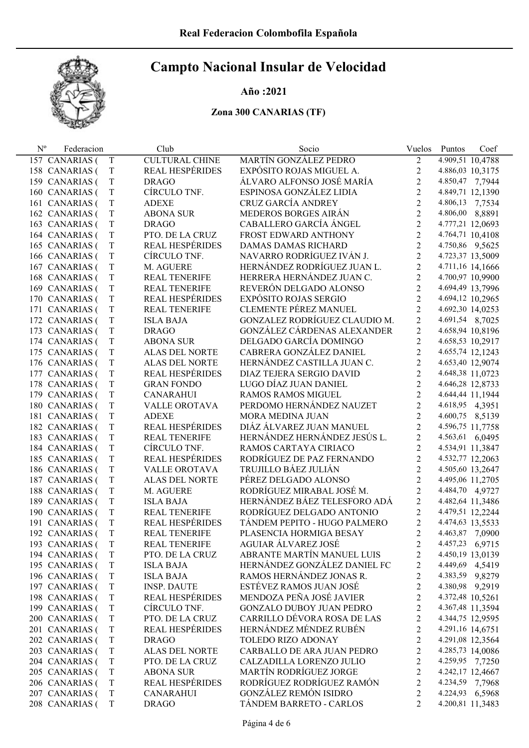Real Federacion Colombofila Española

# Campto Nacional Insular de Velocidad

## Año :2021

### Zona 300 CANARIAS (TF)

| Nº | Federacion | | Club | Socio | Vuelos | Puntos | Coef |
|---|---|---|---|---|---|---|---|
| 157 | CANARIAS ( | T | CULTURAL CHINE | MARTÍN GONZÁLEZ PEDRO | 2 | 4.909,51 | 10,4788 |
| 158 | CANARIAS ( | T | REAL HESPÉRIDES | EXPÓSITO ROJAS MIGUEL A. | 2 | 4.886,03 | 10,3175 |
| 159 | CANARIAS ( | T | DRAGO | ÁLVARO ALFONSO JOSÉ MARÍA | 2 | 4.850,47 | 7,7944 |
| 160 | CANARIAS ( | T | CÍRCULO TNF. | ESPINOSA GONZÁLEZ LIDIA | 2 | 4.849,71 | 12,1390 |
| 161 | CANARIAS ( | T | ADEXE | CRUZ GARCÍA ANDREY | 2 | 4.806,13 | 7,7534 |
| 162 | CANARIAS ( | T | ABONA SUR | MEDEROS BORGES AIRÁN | 2 | 4.806,00 | 8,8891 |
| 163 | CANARIAS ( | T | DRAGO | CABALLERO GARCÍA ÁNGEL | 2 | 4.777,21 | 12,0693 |
| 164 | CANARIAS ( | T | PTO. DE LA CRUZ | FROST EDWARD ANTHONY | 2 | 4.764,71 | 10,4108 |
| 165 | CANARIAS ( | T | REAL HESPÉRIDES | DAMAS DAMAS RICHARD | 2 | 4.750,86 | 9,5625 |
| 166 | CANARIAS ( | T | CÍRCULO TNF. | NAVARRO RODRÍGUEZ IVÁN J. | 2 | 4.723,37 | 13,5009 |
| 167 | CANARIAS ( | T | M. AGUERE | HERNÁNDEZ RODRÍGUEZ JUAN L. | 2 | 4.711,16 | 14,1666 |
| 168 | CANARIAS ( | T | REAL TENERIFE | HERRERA HERNÁNDEZ JUAN C. | 2 | 4.700,97 | 10,9900 |
| 169 | CANARIAS ( | T | REAL TENERIFE | REVERÓN DELGADO ALONSO | 2 | 4.694,49 | 13,7996 |
| 170 | CANARIAS ( | T | REAL HESPÉRIDES | EXPÓSITO ROJAS SERGIO | 2 | 4.694,12 | 10,2965 |
| 171 | CANARIAS ( | T | REAL TENERIFE | CLEMENTE PÉREZ MANUEL | 2 | 4.692,30 | 14,0253 |
| 172 | CANARIAS ( | T | ISLA BAJA | GONZALEZ RODRÍGUEZ CLAUDIO M. | 2 | 4.691,54 | 8,7025 |
| 173 | CANARIAS ( | T | DRAGO | GONZÁLEZ CÁRDENAS ALEXANDER | 2 | 4.658,94 | 10,8196 |
| 174 | CANARIAS ( | T | ABONA SUR | DELGADO GARCÍA DOMINGO | 2 | 4.658,53 | 10,2917 |
| 175 | CANARIAS ( | T | ALAS DEL NORTE | CABRERA GONZÁLEZ DANIEL | 2 | 4.655,74 | 12,1243 |
| 176 | CANARIAS ( | T | ALAS DEL NORTE | HERNÁNDEZ CASTILLA JUAN C. | 2 | 4.653,40 | 12,9074 |
| 177 | CANARIAS ( | T | REAL HESPÉRIDES | DIAZ TEJERA SERGIO DAVID | 2 | 4.648,38 | 11,0723 |
| 178 | CANARIAS ( | T | GRAN FONDO | LUGO DÍAZ JUAN DANIEL | 2 | 4.646,28 | 12,8733 |
| 179 | CANARIAS ( | T | CANARAHUI | RAMOS RAMOS MIGUEL | 2 | 4.644,44 | 11,1944 |
| 180 | CANARIAS ( | T | VALLE OROTAVA | PERDOMO HERNÁNDEZ NAUZET | 2 | 4.618,95 | 4,3951 |
| 181 | CANARIAS ( | T | ADEXE | MORA MEDINA JUAN | 2 | 4.600,75 | 8,5139 |
| 182 | CANARIAS ( | T | REAL HESPÉRIDES | DIÁZ ÁLVAREZ JUAN MANUEL | 2 | 4.596,75 | 11,7758 |
| 183 | CANARIAS ( | T | REAL TENERIFE | HERNÁNDEZ HERNÁNDEZ JESÚS L. | 2 | 4.563,61 | 6,0495 |
| 184 | CANARIAS ( | T | CÍRCULO TNF. | RAMOS CARTAYA CIRIACO | 2 | 4.534,91 | 11,3847 |
| 185 | CANARIAS ( | T | REAL HESPÉRIDES | RODRÍGUEZ DE PAZ FERNANDO | 2 | 4.532,77 | 12,2063 |
| 186 | CANARIAS ( | T | VALLE OROTAVA | TRUJILLO BÁEZ JULIÁN | 2 | 4.505,60 | 13,2647 |
| 187 | CANARIAS ( | T | ALAS DEL NORTE | PÉREZ DELGADO ALONSO | 2 | 4.495,06 | 11,2705 |
| 188 | CANARIAS ( | T | M. AGUERE | RODRÍGUEZ MIRABAL JOSÉ M. | 2 | 4.484,70 | 4,9727 |
| 189 | CANARIAS ( | T | ISLA BAJA | HERNÁNDEZ BÁEZ TELESFORO ADÁ | 2 | 4.482,64 | 11,3486 |
| 190 | CANARIAS ( | T | REAL TENERIFE | RODRÍGUEZ DELGADO ANTONIO | 2 | 4.479,51 | 12,2244 |
| 191 | CANARIAS ( | T | REAL HESPÉRIDES | TÁNDEM PEPITO - HUGO PALMERO | 2 | 4.474,63 | 13,5533 |
| 192 | CANARIAS ( | T | REAL TENERIFE | PLASENCIA HORMIGA BESAY | 2 | 4.463,87 | 7,0900 |
| 193 | CANARIAS ( | T | REAL TENERIFE | AGUIAR ÁLVAREZ JOSÉ | 2 | 4.457,23 | 6,9715 |
| 194 | CANARIAS ( | T | PTO. DE LA CRUZ | ABRANTE MARTÍN MANUEL LUIS | 2 | 4.450,19 | 13,0139 |
| 195 | CANARIAS ( | T | ISLA BAJA | HERNÁNDEZ GONZÁLEZ DANIEL FC | 2 | 4.449,69 | 4,5419 |
| 196 | CANARIAS ( | T | ISLA BAJA | RAMOS HERNÁNDEZ JONAS R. | 2 | 4.383,59 | 9,8279 |
| 197 | CANARIAS ( | T | INSP. DAUTE | ESTÉVEZ RAMOS JUAN JOSÉ | 2 | 4.380,98 | 9,2919 |
| 198 | CANARIAS ( | T | REAL HESPÉRIDES | MENDOZA PEÑA JOSÉ JAVIER | 2 | 4.372,48 | 10,5261 |
| 199 | CANARIAS ( | T | CÍRCULO TNF. | GONZALO DUBOY JUAN PEDRO | 2 | 4.367,48 | 11,3594 |
| 200 | CANARIAS ( | T | PTO. DE LA CRUZ | CARRILLO DÉVORA ROSA DE LAS | 2 | 4.344,75 | 12,9595 |
| 201 | CANARIAS ( | T | REAL HESPÉRIDES | HERNÁNDEZ MÉNDEZ RUBÉN | 2 | 4.291,16 | 14,6751 |
| 202 | CANARIAS ( | T | DRAGO | TOLEDO RIZO ADONAY | 2 | 4.291,08 | 12,3564 |
| 203 | CANARIAS ( | T | ALAS DEL NORTE | CARBALLO DE ARA JUAN PEDRO | 2 | 4.285,73 | 14,0086 |
| 204 | CANARIAS ( | T | PTO. DE LA CRUZ | CALZADILLA LORENZO JULIO | 2 | 4.259,95 | 7,7250 |
| 205 | CANARIAS ( | T | ABONA SUR | MARTÍN RODRÍGUEZ JORGE | 2 | 4.242,17 | 12,4667 |
| 206 | CANARIAS ( | T | REAL HESPÉRIDES | RODRÍGUEZ RODRÍGUEZ RAMÓN | 2 | 4.234,59 | 7,7968 |
| 207 | CANARIAS ( | T | CANARAHUI | GONZÁLEZ REMÓN ISIDRO | 2 | 4.224,93 | 6,5968 |
| 208 | CANARIAS ( | T | DRAGO | TÁNDEM BARRETO - CARLOS | 2 | 4.200,81 | 11,3483 |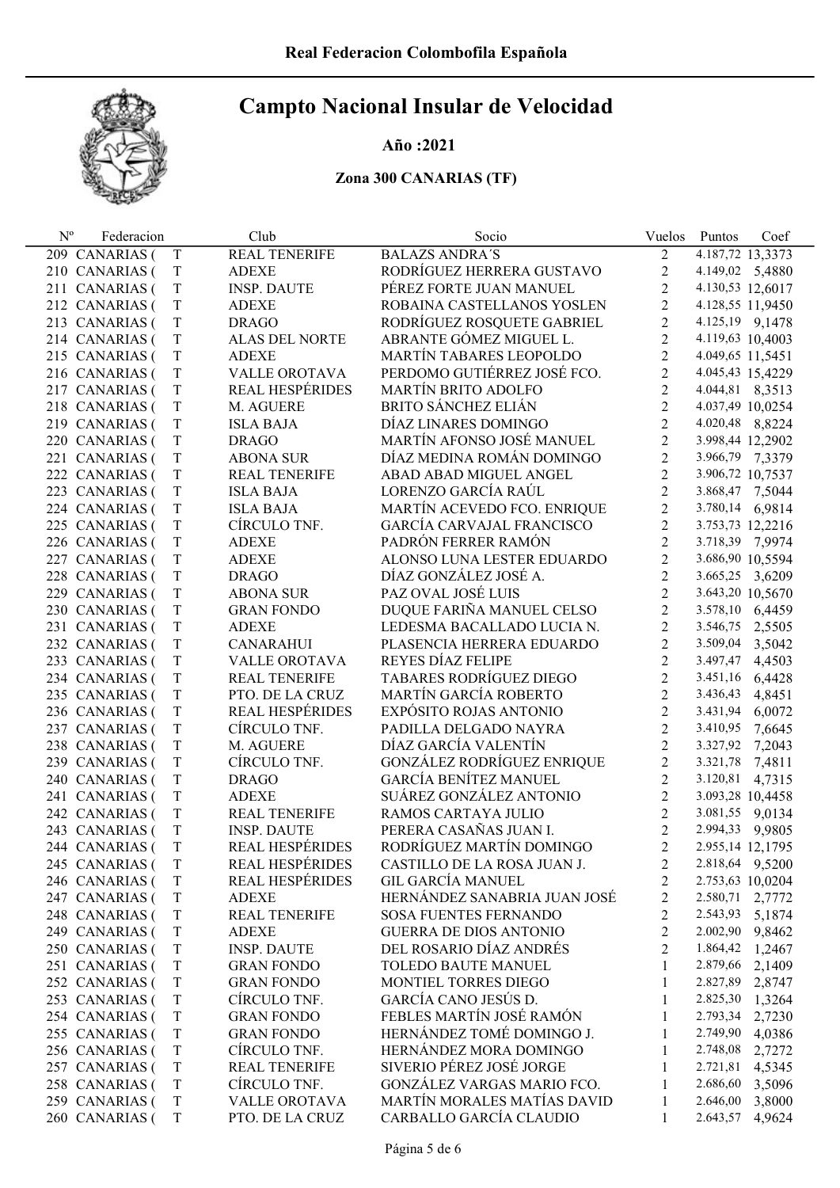# Real Federacion Colombofila Española

## Campto Nacional Insular de Velocidad

### Año :2021

### Zona 300 CANARIAS (TF)

| Nº | Federacion | | Club | Socio | Vuelos | Puntos | Coef |
|---|---|---|---|---|---|---|---|
| 209 | CANARIAS ( | T | REAL TENERIFE | BALAZS ANDRA´S | 2 | 4.187,72 | 13,3373 |
| 210 | CANARIAS ( | T | ADEXE | RODRÍGUEZ HERRERA GUSTAVO | 2 | 4.149,02 | 5,4880 |
| 211 | CANARIAS ( | T | INSP. DAUTE | PÉREZ FORTE JUAN MANUEL | 2 | 4.130,53 | 12,6017 |
| 212 | CANARIAS ( | T | ADEXE | ROBAINA CASTELLANOS YOSLEN | 2 | 4.128,55 | 11,9450 |
| 213 | CANARIAS ( | T | DRAGO | RODRÍGUEZ ROSQUETE GABRIEL | 2 | 4.125,19 | 9,1478 |
| 214 | CANARIAS ( | T | ALAS DEL NORTE | ABRANTE GÓMEZ MIGUEL L. | 2 | 4.119,63 | 10,4003 |
| 215 | CANARIAS ( | T | ADEXE | MARTÍN TABARES LEOPOLDO | 2 | 4.049,65 | 11,5451 |
| 216 | CANARIAS ( | T | VALLE OROTAVA | PERDOMO GUTIÉRREZ JOSÉ FCO. | 2 | 4.045,43 | 15,4229 |
| 217 | CANARIAS ( | T | REAL HESPÉRIDES | MARTÍN BRITO ADOLFO | 2 | 4.044,81 | 8,3513 |
| 218 | CANARIAS ( | T | M. AGUERE | BRITO SÁNCHEZ ELIÁN | 2 | 4.037,49 | 10,0254 |
| 219 | CANARIAS ( | T | ISLA BAJA | DÍAZ LINARES DOMINGO | 2 | 4.020,48 | 8,8224 |
| 220 | CANARIAS ( | T | DRAGO | MARTÍN AFONSO JOSÉ MANUEL | 2 | 3.998,44 | 12,2902 |
| 221 | CANARIAS ( | T | ABONA SUR | DÍAZ MEDINA ROMÁN DOMINGO | 2 | 3.966,79 | 7,3379 |
| 222 | CANARIAS ( | T | REAL TENERIFE | ABAD ABAD MIGUEL ANGEL | 2 | 3.906,72 | 10,7537 |
| 223 | CANARIAS ( | T | ISLA BAJA | LORENZO GARCÍA RAÚL | 2 | 3.868,47 | 7,5044 |
| 224 | CANARIAS ( | T | ISLA BAJA | MARTÍN ACEVEDO FCO. ENRIQUE | 2 | 3.780,14 | 6,9814 |
| 225 | CANARIAS ( | T | CÍRCULO TNF. | GARCÍA CARVAJAL FRANCISCO | 2 | 3.753,73 | 12,2216 |
| 226 | CANARIAS ( | T | ADEXE | PADRÓN FERRER RAMÓN | 2 | 3.718,39 | 7,9974 |
| 227 | CANARIAS ( | T | ADEXE | ALONSO LUNA LESTER EDUARDO | 2 | 3.686,90 | 10,5594 |
| 228 | CANARIAS ( | T | DRAGO | DÍAZ GONZÁLEZ JOSÉ A. | 2 | 3.665,25 | 3,6209 |
| 229 | CANARIAS ( | T | ABONA SUR | PAZ OVAL JOSÉ LUIS | 2 | 3.643,20 | 10,5670 |
| 230 | CANARIAS ( | T | GRAN FONDO | DUQUE FARIÑA MANUEL CELSO | 2 | 3.578,10 | 6,4459 |
| 231 | CANARIAS ( | T | ADEXE | LEDESMA BACALLADO LUCIA N. | 2 | 3.546,75 | 2,5505 |
| 232 | CANARIAS ( | T | CANARAHUI | PLASENCIA HERRERA EDUARDO | 2 | 3.509,04 | 3,5042 |
| 233 | CANARIAS ( | T | VALLE OROTAVA | REYES DÍAZ FELIPE | 2 | 3.497,47 | 4,4503 |
| 234 | CANARIAS ( | T | REAL TENERIFE | TABARES RODRÍGUEZ DIEGO | 2 | 3.451,16 | 6,4428 |
| 235 | CANARIAS ( | T | PTO. DE LA CRUZ | MARTÍN GARCÍA ROBERTO | 2 | 3.436,43 | 4,8451 |
| 236 | CANARIAS ( | T | REAL HESPÉRIDES | EXPÓSITO ROJAS ANTONIO | 2 | 3.431,94 | 6,0072 |
| 237 | CANARIAS ( | T | CÍRCULO TNF. | PADILLA DELGADO NAYRA | 2 | 3.410,95 | 7,6645 |
| 238 | CANARIAS ( | T | M. AGUERE | DÍAZ GARCÍA VALENTÍN | 2 | 3.327,92 | 7,2043 |
| 239 | CANARIAS ( | T | CÍRCULO TNF. | GONZÁLEZ RODRÍGUEZ ENRIQUE | 2 | 3.321,78 | 7,4811 |
| 240 | CANARIAS ( | T | DRAGO | GARCÍA BENÍTEZ MANUEL | 2 | 3.120,81 | 4,7315 |
| 241 | CANARIAS ( | T | ADEXE | SUÁREZ GONZÁLEZ ANTONIO | 2 | 3.093,28 | 10,4458 |
| 242 | CANARIAS ( | T | REAL TENERIFE | RAMOS CARTAYA JULIO | 2 | 3.081,55 | 9,0134 |
| 243 | CANARIAS ( | T | INSP. DAUTE | PERERA CASAÑAS JUAN I. | 2 | 2.994,33 | 9,9805 |
| 244 | CANARIAS ( | T | REAL HESPÉRIDES | RODRÍGUEZ MARTÍN DOMINGO | 2 | 2.955,14 | 12,1795 |
| 245 | CANARIAS ( | T | REAL HESPÉRIDES | CASTILLO DE LA ROSA JUAN J. | 2 | 2.818,64 | 9,5200 |
| 246 | CANARIAS ( | T | REAL HESPÉRIDES | GIL GARCÍA MANUEL | 2 | 2.753,63 | 10,0204 |
| 247 | CANARIAS ( | T | ADEXE | HERNÁNDEZ SANABRIA JUAN JOSÉ | 2 | 2.580,71 | 2,7772 |
| 248 | CANARIAS ( | T | REAL TENERIFE | SOSA FUENTES FERNANDO | 2 | 2.543,93 | 5,1874 |
| 249 | CANARIAS ( | T | ADEXE | GUERRA DE DIOS ANTONIO | 2 | 2.002,90 | 9,8462 |
| 250 | CANARIAS ( | T | INSP. DAUTE | DEL ROSARIO DÍAZ ANDRÉS | 2 | 1.864,42 | 1,2467 |
| 251 | CANARIAS ( | T | GRAN FONDO | TOLEDO BAUTE MANUEL | 1 | 2.879,66 | 2,1409 |
| 252 | CANARIAS ( | T | GRAN FONDO | MONTIEL TORRES DIEGO | 1 | 2.827,89 | 2,8747 |
| 253 | CANARIAS ( | T | CÍRCULO TNF. | GARCÍA CANO JESÚS D. | 1 | 2.825,30 | 1,3264 |
| 254 | CANARIAS ( | T | GRAN FONDO | FEBLES MARTÍN JOSÉ RAMÓN | 1 | 2.793,34 | 2,7230 |
| 255 | CANARIAS ( | T | GRAN FONDO | HERNÁNDEZ TOMÉ DOMINGO J. | 1 | 2.749,90 | 4,0386 |
| 256 | CANARIAS ( | T | CÍRCULO TNF. | HERNÁNDEZ MORA DOMINGO | 1 | 2.748,08 | 2,7272 |
| 257 | CANARIAS ( | T | REAL TENERIFE | SIVERIO PÉREZ JOSÉ JORGE | 1 | 2.721,81 | 4,5345 |
| 258 | CANARIAS ( | T | CÍRCULO TNF. | GONZÁLEZ VARGAS MARIO FCO. | 1 | 2.686,60 | 3,5096 |
| 259 | CANARIAS ( | T | VALLE OROTAVA | MARTÍN MORALES MATÍAS DAVID | 1 | 2.646,00 | 3,8000 |
| 260 | CANARIAS ( | T | PTO. DE LA CRUZ | CARBALLO GARCÍA CLAUDIO | 1 | 2.643,57 | 4,9624 |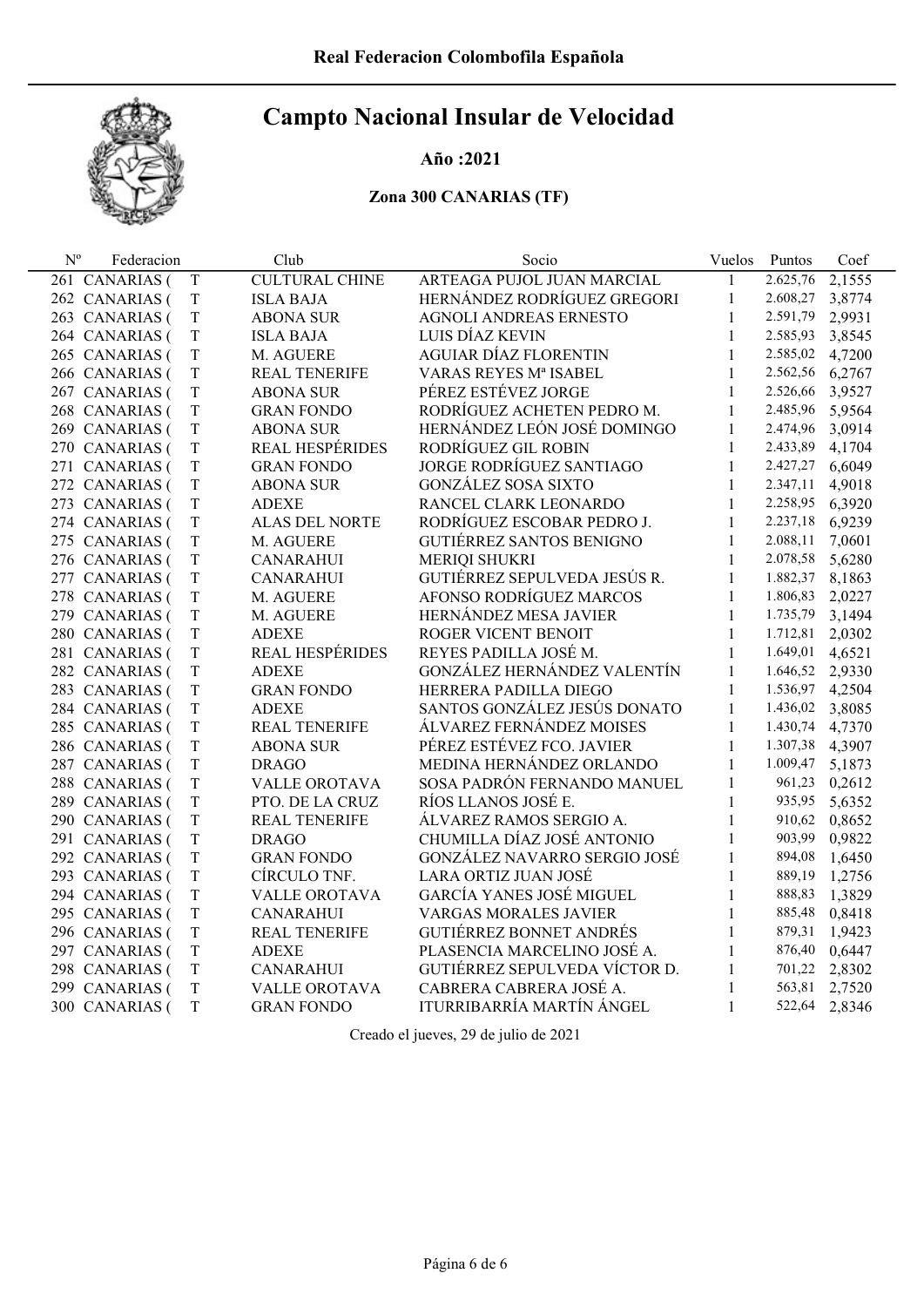# Real Federacion Colombofila Española

## Campto Nacional Insular de Velocidad

### Año :2021

### Zona 300 CANARIAS (TF)

| Nº | Federacion | | Club | Socio | Vuelos | Puntos | Coef |
|---|---|---|---|---|---|---|---|
| 261 | CANARIAS ( | T | CULTURAL CHINE | ARTEAGA PUJOL JUAN MARCIAL | 1 | 2.625,76 | 2,1555 |
| 262 | CANARIAS ( | T | ISLA BAJA | HERNÁNDEZ RODRÍGUEZ GREGORI | 1 | 2.608,27 | 3,8774 |
| 263 | CANARIAS ( | T | ABONA SUR | AGNOLI ANDREAS ERNESTO | 1 | 2.591,79 | 2,9931 |
| 264 | CANARIAS ( | T | ISLA BAJA | LUIS DÍAZ KEVIN | 1 | 2.585,93 | 3,8545 |
| 265 | CANARIAS ( | T | M. AGUERE | AGUIAR DÍAZ FLORENTIN | 1 | 2.585,02 | 4,7200 |
| 266 | CANARIAS ( | T | REAL TENERIFE | VARAS REYES Mª ISABEL | 1 | 2.562,56 | 6,2767 |
| 267 | CANARIAS ( | T | ABONA SUR | PÉREZ ESTÉVEZ JORGE | 1 | 2.526,66 | 3,9527 |
| 268 | CANARIAS ( | T | GRAN FONDO | RODRÍGUEZ ACHETEN PEDRO M. | 1 | 2.485,96 | 5,9564 |
| 269 | CANARIAS ( | T | ABONA SUR | HERNÁNDEZ LEÓN JOSÉ DOMINGO | 1 | 2.474,96 | 3,0914 |
| 270 | CANARIAS ( | T | REAL HESPÉRIDES | RODRÍGUEZ GIL ROBIN | 1 | 2.433,89 | 4,1704 |
| 271 | CANARIAS ( | T | GRAN FONDO | JORGE RODRÍGUEZ SANTIAGO | 1 | 2.427,27 | 6,6049 |
| 272 | CANARIAS ( | T | ABONA SUR | GONZÁLEZ SOSA SIXTO | 1 | 2.347,11 | 4,9018 |
| 273 | CANARIAS ( | T | ADEXE | RANCEL CLARK LEONARDO | 1 | 2.258,95 | 6,3920 |
| 274 | CANARIAS ( | T | ALAS DEL NORTE | RODRÍGUEZ ESCOBAR PEDRO J. | 1 | 2.237,18 | 6,9239 |
| 275 | CANARIAS ( | T | M. AGUERE | GUTIÉRREZ SANTOS BENIGNO | 1 | 2.088,11 | 7,0601 |
| 276 | CANARIAS ( | T | CANARAHUI | MERIQI SHUKRI | 1 | 2.078,58 | 5,6280 |
| 277 | CANARIAS ( | T | CANARAHUI | GUTIÉRREZ SEPULVEDA JESÚS R. | 1 | 1.882,37 | 8,1863 |
| 278 | CANARIAS ( | T | M. AGUERE | AFONSO RODRÍGUEZ MARCOS | 1 | 1.806,83 | 2,0227 |
| 279 | CANARIAS ( | T | M. AGUERE | HERNÁNDEZ MESA JAVIER | 1 | 1.735,79 | 3,1494 |
| 280 | CANARIAS ( | T | ADEXE | ROGER VICENT BENOIT | 1 | 1.712,81 | 2,0302 |
| 281 | CANARIAS ( | T | REAL HESPÉRIDES | REYES PADILLA JOSÉ M. | 1 | 1.649,01 | 4,6521 |
| 282 | CANARIAS ( | T | ADEXE | GONZÁLEZ HERNÁNDEZ VALENTÍN | 1 | 1.646,52 | 2,9330 |
| 283 | CANARIAS ( | T | GRAN FONDO | HERRERA PADILLA DIEGO | 1 | 1.536,97 | 4,2504 |
| 284 | CANARIAS ( | T | ADEXE | SANTOS GONZÁLEZ JESÚS DONATO | 1 | 1.436,02 | 3,8085 |
| 285 | CANARIAS ( | T | REAL TENERIFE | ÁLVAREZ FERNÁNDEZ MOISES | 1 | 1.430,74 | 4,7370 |
| 286 | CANARIAS ( | T | ABONA SUR | PÉREZ ESTÉVEZ FCO. JAVIER | 1 | 1.307,38 | 4,3907 |
| 287 | CANARIAS ( | T | DRAGO | MEDINA HERNÁNDEZ ORLANDO | 1 | 1.009,47 | 5,1873 |
| 288 | CANARIAS ( | T | VALLE OROTAVA | SOSA PADRÓN FERNANDO MANUEL | 1 | 961,23 | 0,2612 |
| 289 | CANARIAS ( | T | PTO. DE LA CRUZ | RÍOS LLANOS JOSÉ E. | 1 | 935,95 | 5,6352 |
| 290 | CANARIAS ( | T | REAL TENERIFE | ÁLVAREZ RAMOS SERGIO A. | 1 | 910,62 | 0,8652 |
| 291 | CANARIAS ( | T | DRAGO | CHUMILLA DÍAZ JOSÉ ANTONIO | 1 | 903,99 | 0,9822 |
| 292 | CANARIAS ( | T | GRAN FONDO | GONZÁLEZ NAVARRO SERGIO JOSÉ | 1 | 894,08 | 1,6450 |
| 293 | CANARIAS ( | T | CÍRCULO TNF. | LARA ORTIZ JUAN JOSÉ | 1 | 889,19 | 1,2756 |
| 294 | CANARIAS ( | T | VALLE OROTAVA | GARCÍA YANES JOSÉ MIGUEL | 1 | 888,83 | 1,3829 |
| 295 | CANARIAS ( | T | CANARAHUI | VARGAS MORALES JAVIER | 1 | 885,48 | 0,8418 |
| 296 | CANARIAS ( | T | REAL TENERIFE | GUTIÉRREZ BONNET ANDRÉS | 1 | 879,31 | 1,9423 |
| 297 | CANARIAS ( | T | ADEXE | PLASENCIA MARCELINO JOSÉ A. | 1 | 876,40 | 0,6447 |
| 298 | CANARIAS ( | T | CANARAHUI | GUTIÉRREZ SEPULVEDA VÍCTOR D. | 1 | 701,22 | 2,8302 |
| 299 | CANARIAS ( | T | VALLE OROTAVA | CABRERA CABRERA JOSÉ A. | 1 | 563,81 | 2,7520 |
| 300 | CANARIAS ( | T | GRAN FONDO | ITURRIBARRÍA MARTÍN ÁNGEL | 1 | 522,64 | 2,8346 |

Creado el jueves, 29 de julio de 2021